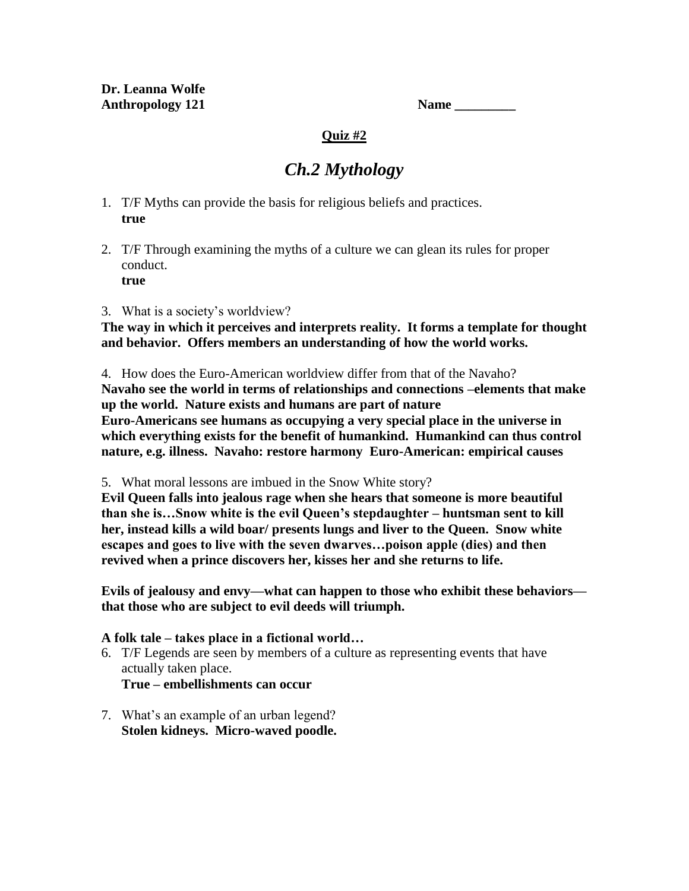**Dr. Leanna Wolfe**
**Anthropology 121** **Name _________**

**Quiz #2**

# *Ch.2 Mythology*

1. T/F Myths can provide the basis for religious beliefs and practices.
   **true**

2. T/F Through examining the myths of a culture we can glean its rules for proper conduct.
   **true**

3. What is a society's worldview?

**The way in which it perceives and interprets reality. It forms a template for thought and behavior. Offers members an understanding of how the world works.**

4. How does the Euro-American worldview differ from that of the Navaho?

**Navaho see the world in terms of relationships and connections –elements that make up the world. Nature exists and humans are part of nature**
**Euro-Americans see humans as occupying a very special place in the universe in which everything exists for the benefit of humankind. Humankind can thus control nature, e.g. illness. Navaho: restore harmony Euro-American: empirical causes**

5. What moral lessons are imbued in the Snow White story?

**Evil Queen falls into jealous rage when she hears that someone is more beautiful than she is…Snow white is the evil Queen's stepdaughter – huntsman sent to kill her, instead kills a wild boar/ presents lungs and liver to the Queen. Snow white escapes and goes to live with the seven dwarves…poison apple (dies) and then revived when a prince discovers her, kisses her and she returns to life.**

**Evils of jealousy and envy—what can happen to those who exhibit these behaviors—that those who are subject to evil deeds will triumph.**

**A folk tale – takes place in a fictional world…**

6. T/F Legends are seen by members of a culture as representing events that have actually taken place.
   **True – embellishments can occur**

7. What's an example of an urban legend?
   **Stolen kidneys. Micro-waved poodle.**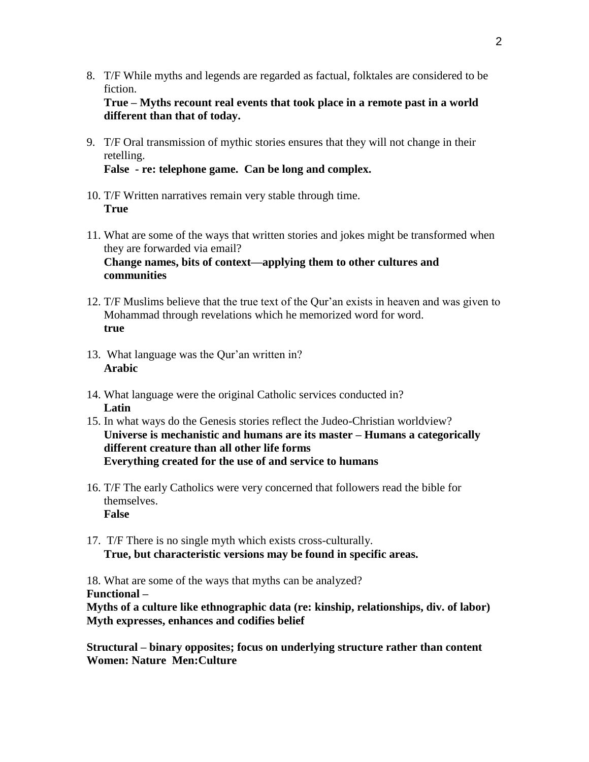8. T/F While myths and legends are regarded as factual, folktales are considered to be fiction.
   **True – Myths recount real events that took place in a remote past in a world different than that of today.**

9. T/F Oral transmission of mythic stories ensures that they will not change in their retelling.
   **False - re: telephone game. Can be long and complex.**

10. T/F Written narratives remain very stable through time.
    **True**

11. What are some of the ways that written stories and jokes might be transformed when they are forwarded via email?
    **Change names, bits of context—applying them to other cultures and communities**

12. T/F Muslims believe that the true text of the Qur'an exists in heaven and was given to Mohammad through revelations which he memorized word for word.
    **true**

13. What language was the Qur'an written in?
    **Arabic**

14. What language were the original Catholic services conducted in?
    **Latin**

15. In what ways do the Genesis stories reflect the Judeo-Christian worldview?
    **Universe is mechanistic and humans are its master – Humans a categorically different creature than all other life forms**
    **Everything created for the use of and service to humans**

16. T/F The early Catholics were very concerned that followers read the bible for themselves.
    **False**

17. T/F There is no single myth which exists cross-culturally.
    **True, but characteristic versions may be found in specific areas.**

18. What are some of the ways that myths can be analyzed?

**Functional –**

**Myths of a culture like ethnographic data (re: kinship, relationships, div. of labor)**
**Myth expresses, enhances and codifies belief**

**Structural – binary opposites; focus on underlying structure rather than content**
**Women: Nature Men:Culture**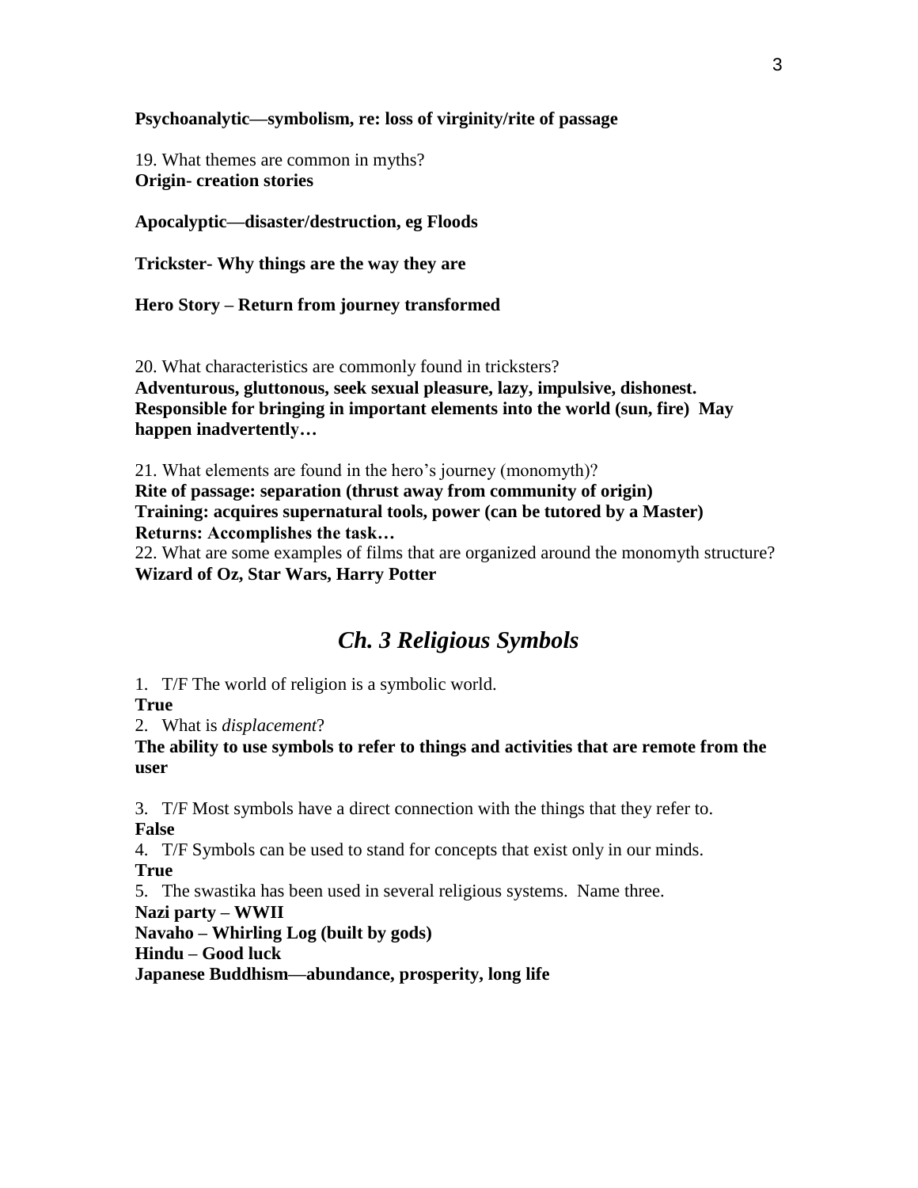**Psychoanalytic—symbolism, re: loss of virginity/rite of passage**

19. What themes are common in myths?
**Origin- creation stories**

**Apocalyptic—disaster/destruction, eg Floods**

**Trickster- Why things are the way they are**

**Hero Story – Return from journey transformed**

20. What characteristics are commonly found in tricksters?
**Adventurous, gluttonous, seek sexual pleasure, lazy, impulsive, dishonest. Responsible for bringing in important elements into the world (sun, fire) May happen inadvertently…**

21. What elements are found in the hero's journey (monomyth)?
**Rite of passage: separation (thrust away from community of origin)**
**Training: acquires supernatural tools, power (can be tutored by a Master)**
**Returns: Accomplishes the task…**

22. What are some examples of films that are organized around the monomyth structure?
**Wizard of Oz, Star Wars, Harry Potter**

## *Ch. 3 Religious Symbols*

1. T/F The world of religion is a symbolic world.
**True**
2. What is *displacement*?
**The ability to use symbols to refer to things and activities that are remote from the user**

3. T/F Most symbols have a direct connection with the things that they refer to.
**False**
4. T/F Symbols can be used to stand for concepts that exist only in our minds.
**True**
5. The swastika has been used in several religious systems. Name three.
**Nazi party – WWII**
**Navaho – Whirling Log (built by gods)**
**Hindu – Good luck**
**Japanese Buddhism—abundance, prosperity, long life**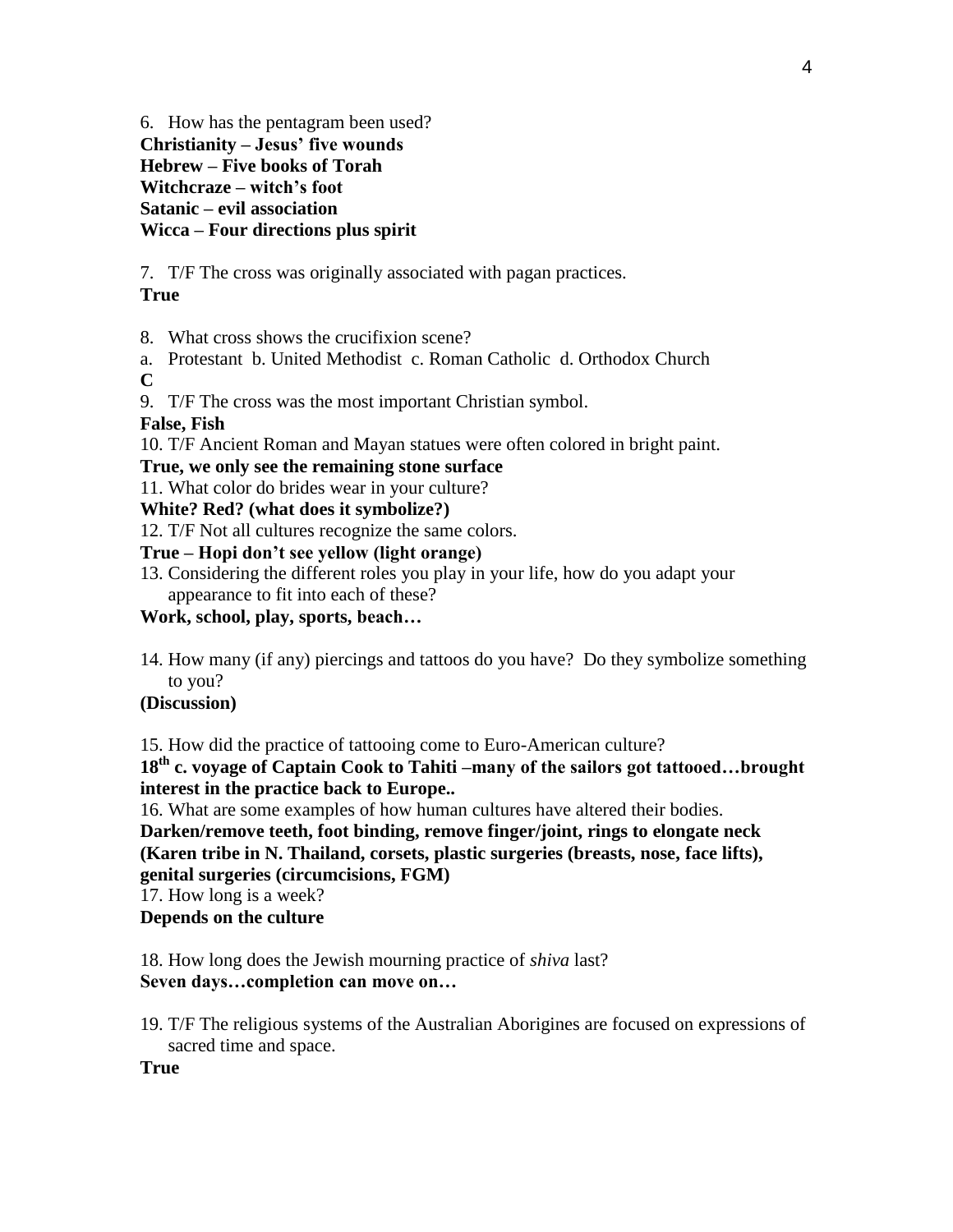6. How has the pentagram been used?
**Christianity – Jesus' five wounds**
**Hebrew – Five books of Torah**
**Witchcraze – witch's foot**
**Satanic – evil association**
**Wicca – Four directions plus spirit**

7. T/F The cross was originally associated with pagan practices.
**True**

8. What cross shows the crucifixion scene?
a. Protestant b. United Methodist c. Roman Catholic d. Orthodox Church
**C**

9. T/F The cross was the most important Christian symbol.
**False, Fish**

10. T/F Ancient Roman and Mayan statues were often colored in bright paint.
**True, we only see the remaining stone surface**

11. What color do brides wear in your culture?
**White? Red? (what does it symbolize?)**

12. T/F Not all cultures recognize the same colors.
**True – Hopi don't see yellow (light orange)**

13. Considering the different roles you play in your life, how do you adapt your appearance to fit into each of these?
**Work, school, play, sports, beach…**

14. How many (if any) piercings and tattoos do you have? Do they symbolize something to you?
**(Discussion)**

15. How did the practice of tattooing come to Euro-American culture?
**18th c. voyage of Captain Cook to Tahiti –many of the sailors got tattooed…brought interest in the practice back to Europe..**

16. What are some examples of how human cultures have altered their bodies.
**Darken/remove teeth, foot binding, remove finger/joint, rings to elongate neck (Karen tribe in N. Thailand, corsets, plastic surgeries (breasts, nose, face lifts), genital surgeries (circumcisions, FGM)**

17. How long is a week?
**Depends on the culture**

18. How long does the Jewish mourning practice of *shiva* last?
**Seven days…completion can move on…**

19. T/F The religious systems of the Australian Aborigines are focused on expressions of sacred time and space.
**True**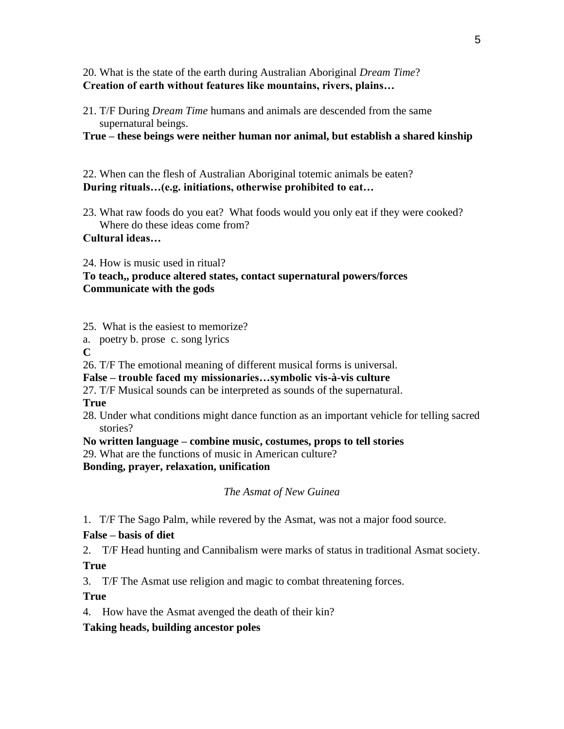20. What is the state of the earth during Australian Aboriginal *Dream Time*?
**Creation of earth without features like mountains, rivers, plains…**

21. T/F During *Dream Time* humans and animals are descended from the same supernatural beings.
**True – these beings were neither human nor animal, but establish a shared kinship**

22. When can the flesh of Australian Aboriginal totemic animals be eaten?
**During rituals…(e.g. initiations, otherwise prohibited to eat…**

23. What raw foods do you eat? What foods would you only eat if they were cooked? Where do these ideas come from?
**Cultural ideas…**

24. How is music used in ritual?
**To teach,, produce altered states, contact supernatural powers/forces**
**Communicate with the gods**

25. What is the easiest to memorize?
a. poetry b. prose c. song lyrics
**C**

26. T/F The emotional meaning of different musical forms is universal.
**False – trouble faced my missionaries…symbolic vis-à-vis culture**

27. T/F Musical sounds can be interpreted as sounds of the supernatural.
**True**

28. Under what conditions might dance function as an important vehicle for telling sacred stories?
**No written language – combine music, costumes, props to tell stories**

29. What are the functions of music in American culture?
**Bonding, prayer, relaxation, unification**

*The Asmat of New Guinea*

1. T/F The Sago Palm, while revered by the Asmat, was not a major food source.
**False – basis of diet**

2. T/F Head hunting and Cannibalism were marks of status in traditional Asmat society.
**True**

3. T/F The Asmat use religion and magic to combat threatening forces.
**True**

4. How have the Asmat avenged the death of their kin?
**Taking heads, building ancestor poles**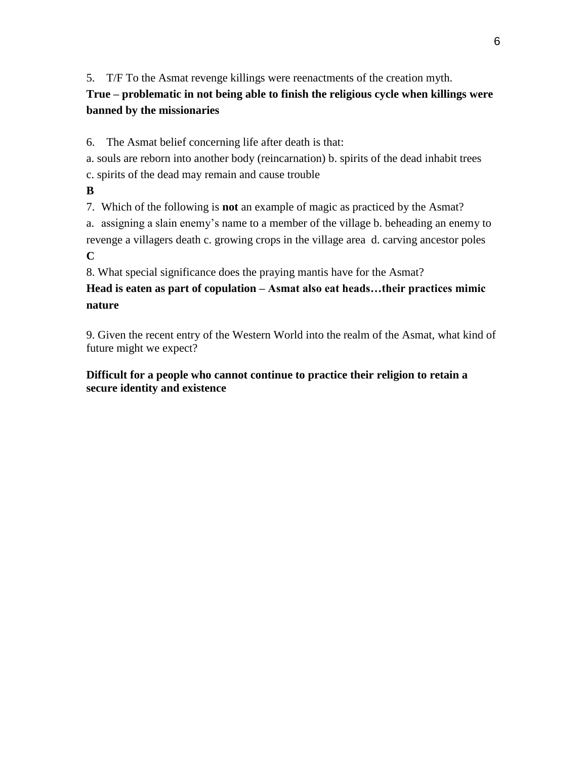5. T/F To the Asmat revenge killings were reenactments of the creation myth.

**True – problematic in not being able to finish the religious cycle when killings were banned by the missionaries**

6. The Asmat belief concerning life after death is that:

a. souls are reborn into another body (reincarnation) b. spirits of the dead inhabit trees c. spirits of the dead may remain and cause trouble

**B**

7. Which of the following is **not** an example of magic as practiced by the Asmat?

a. assigning a slain enemy's name to a member of the village b. beheading an enemy to revenge a villagers death c. growing crops in the village area d. carving ancestor poles

**C**

8. What special significance does the praying mantis have for the Asmat?

**Head is eaten as part of copulation – Asmat also eat heads…their practices mimic nature**

9. Given the recent entry of the Western World into the realm of the Asmat, what kind of future might we expect?

**Difficult for a people who cannot continue to practice their religion to retain a secure identity and existence**